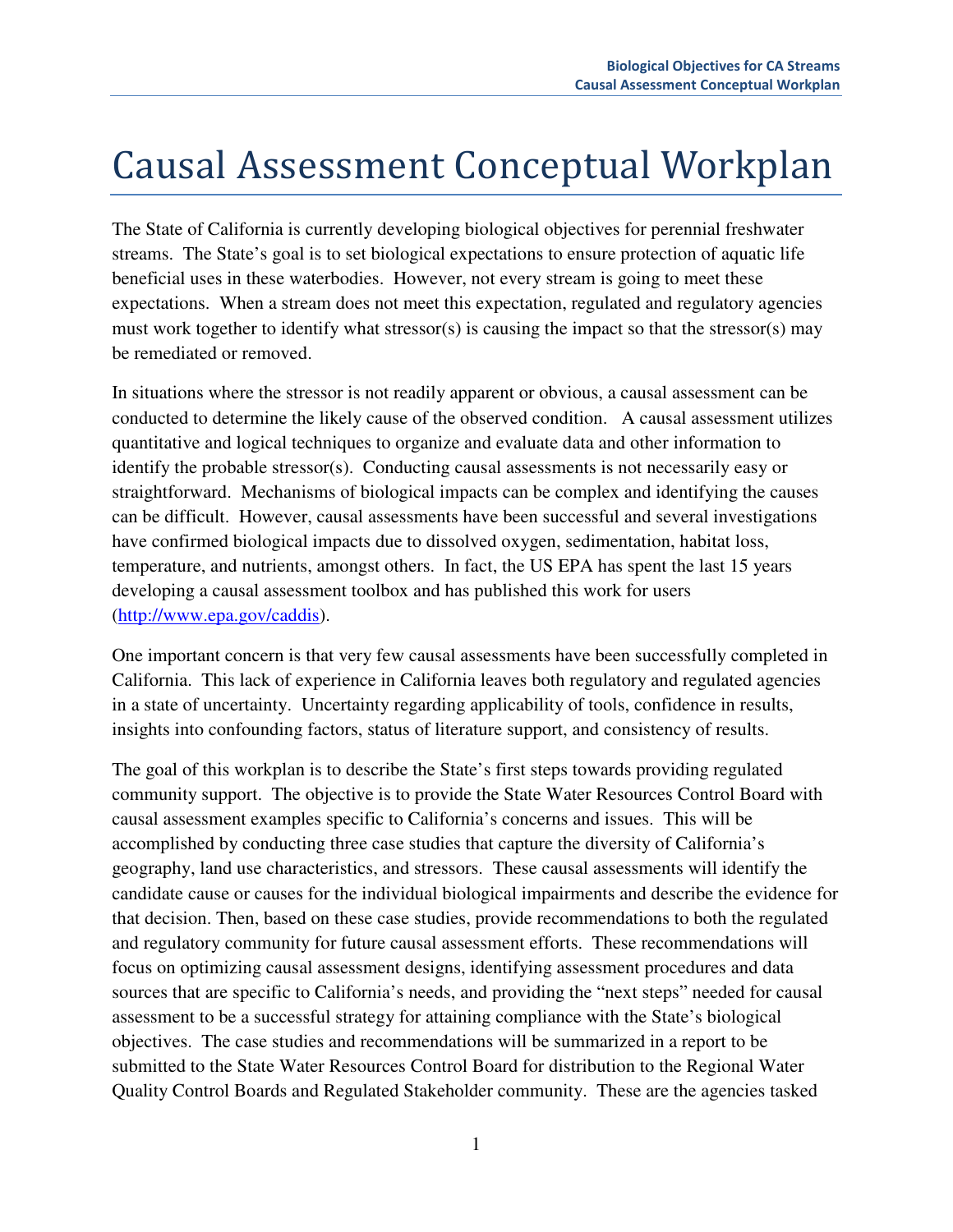# Causal Assessment Conceptual Workplan

The State of California is currently developing biological objectives for perennial freshwater streams. The State's goal is to set biological expectations to ensure protection of aquatic life beneficial uses in these waterbodies. However, not every stream is going to meet these expectations. When a stream does not meet this expectation, regulated and regulatory agencies must work together to identify what stressor(s) is causing the impact so that the stressor(s) may be remediated or removed.

In situations where the stressor is not readily apparent or obvious, a causal assessment can be conducted to determine the likely cause of the observed condition. A causal assessment utilizes quantitative and logical techniques to organize and evaluate data and other information to identify the probable stressor(s). Conducting causal assessments is not necessarily easy or straightforward. Mechanisms of biological impacts can be complex and identifying the causes can be difficult. However, causal assessments have been successful and several investigations have confirmed biological impacts due to dissolved oxygen, sedimentation, habitat loss, temperature, and nutrients, amongst others. In fact, the US EPA has spent the last 15 years developing a causal assessment toolbox and has published this work for users (http://www.epa.gov/caddis).

One important concern is that very few causal assessments have been successfully completed in California. This lack of experience in California leaves both regulatory and regulated agencies in a state of uncertainty. Uncertainty regarding applicability of tools, confidence in results, insights into confounding factors, status of literature support, and consistency of results.

The goal of this workplan is to describe the State's first steps towards providing regulated community support. The objective is to provide the State Water Resources Control Board with causal assessment examples specific to California's concerns and issues. This will be accomplished by conducting three case studies that capture the diversity of California's geography, land use characteristics, and stressors. These causal assessments will identify the candidate cause or causes for the individual biological impairments and describe the evidence for that decision. Then, based on these case studies, provide recommendations to both the regulated and regulatory community for future causal assessment efforts. These recommendations will focus on optimizing causal assessment designs, identifying assessment procedures and data sources that are specific to California's needs, and providing the "next steps" needed for causal assessment to be a successful strategy for attaining compliance with the State's biological objectives. The case studies and recommendations will be summarized in a report to be submitted to the State Water Resources Control Board for distribution to the Regional Water Quality Control Boards and Regulated Stakeholder community. These are the agencies tasked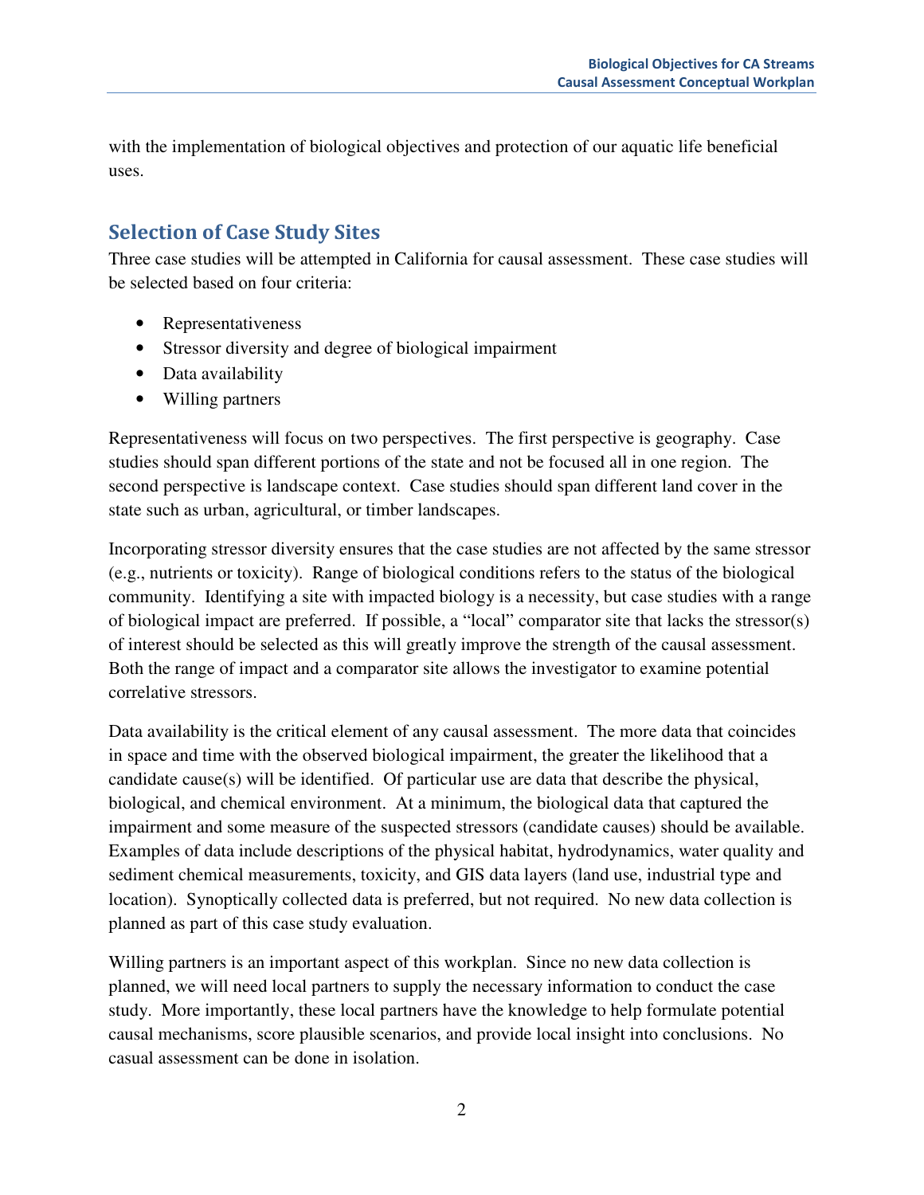with the implementation of biological objectives and protection of our aquatic life beneficial uses.

## Selection of Case Study Sites

Three case studies will be attempted in California for causal assessment. These case studies will be selected based on four criteria:

- Representativeness
- Stressor diversity and degree of biological impairment
- Data availability
- Willing partners

Representativeness will focus on two perspectives. The first perspective is geography. Case studies should span different portions of the state and not be focused all in one region. The second perspective is landscape context. Case studies should span different land cover in the state such as urban, agricultural, or timber landscapes.

Incorporating stressor diversity ensures that the case studies are not affected by the same stressor (e.g., nutrients or toxicity). Range of biological conditions refers to the status of the biological community. Identifying a site with impacted biology is a necessity, but case studies with a range of biological impact are preferred. If possible, a "local" comparator site that lacks the stressor(s) of interest should be selected as this will greatly improve the strength of the causal assessment. Both the range of impact and a comparator site allows the investigator to examine potential correlative stressors.

Data availability is the critical element of any causal assessment. The more data that coincides in space and time with the observed biological impairment, the greater the likelihood that a candidate cause(s) will be identified. Of particular use are data that describe the physical, biological, and chemical environment. At a minimum, the biological data that captured the impairment and some measure of the suspected stressors (candidate causes) should be available. Examples of data include descriptions of the physical habitat, hydrodynamics, water quality and sediment chemical measurements, toxicity, and GIS data layers (land use, industrial type and location). Synoptically collected data is preferred, but not required. No new data collection is planned as part of this case study evaluation.

Willing partners is an important aspect of this workplan. Since no new data collection is planned, we will need local partners to supply the necessary information to conduct the case study. More importantly, these local partners have the knowledge to help formulate potential causal mechanisms, score plausible scenarios, and provide local insight into conclusions. No casual assessment can be done in isolation.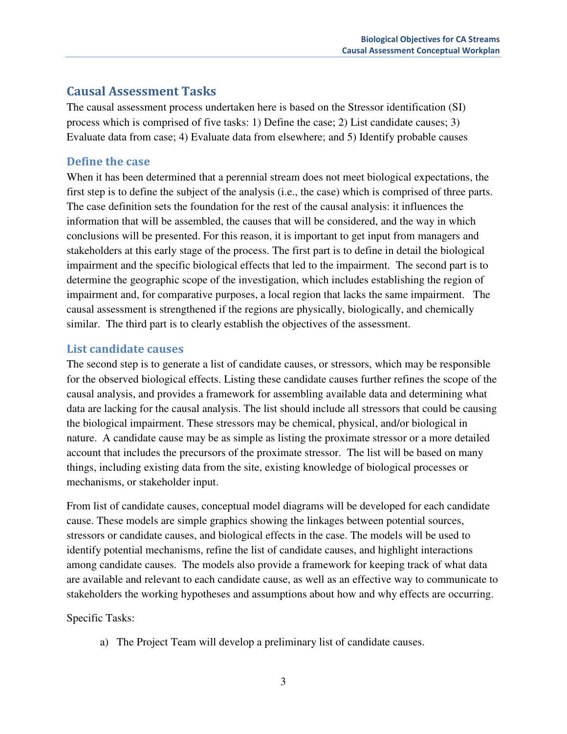## Causal Assessment Tasks

The causal assessment process undertaken here is based on the Stressor identification (SI) process which is comprised of five tasks: 1) Define the case; 2) List candidate causes; 3) Evaluate data from case; 4) Evaluate data from elsewhere; and 5) Identify probable causes

### Define the case

When it has been determined that a perennial stream does not meet biological expectations, the first step is to define the subject of the analysis (i.e., the case) which is comprised of three parts. The case definition sets the foundation for the rest of the causal analysis: it influences the information that will be assembled, the causes that will be considered, and the way in which conclusions will be presented. For this reason, it is important to get input from managers and stakeholders at this early stage of the process. The first part is to define in detail the biological impairment and the specific biological effects that led to the impairment. The second part is to determine the geographic scope of the investigation, which includes establishing the region of impairment and, for comparative purposes, a local region that lacks the same impairment. The causal assessment is strengthened if the regions are physically, biologically, and chemically similar. The third part is to clearly establish the objectives of the assessment.

### List candidate causes

The second step is to generate a list of candidate causes, or stressors, which may be responsible for the observed biological effects. Listing these candidate causes further refines the scope of the causal analysis, and provides a framework for assembling available data and determining what data are lacking for the causal analysis. The list should include all stressors that could be causing the biological impairment. These stressors may be chemical, physical, and/or biological in nature. A candidate cause may be as simple as listing the proximate stressor or a more detailed account that includes the precursors of the proximate stressor. The list will be based on many things, including existing data from the site, existing knowledge of biological processes or mechanisms, or stakeholder input.

From list of candidate causes, conceptual model diagrams will be developed for each candidate cause. These models are simple graphics showing the linkages between potential sources, stressors or candidate causes, and biological effects in the case. The models will be used to identify potential mechanisms, refine the list of candidate causes, and highlight interactions among candidate causes. The models also provide a framework for keeping track of what data are available and relevant to each candidate cause, as well as an effective way to communicate to stakeholders the working hypotheses and assumptions about how and why effects are occurring.

Specific Tasks:

a) The Project Team will develop a preliminary list of candidate causes.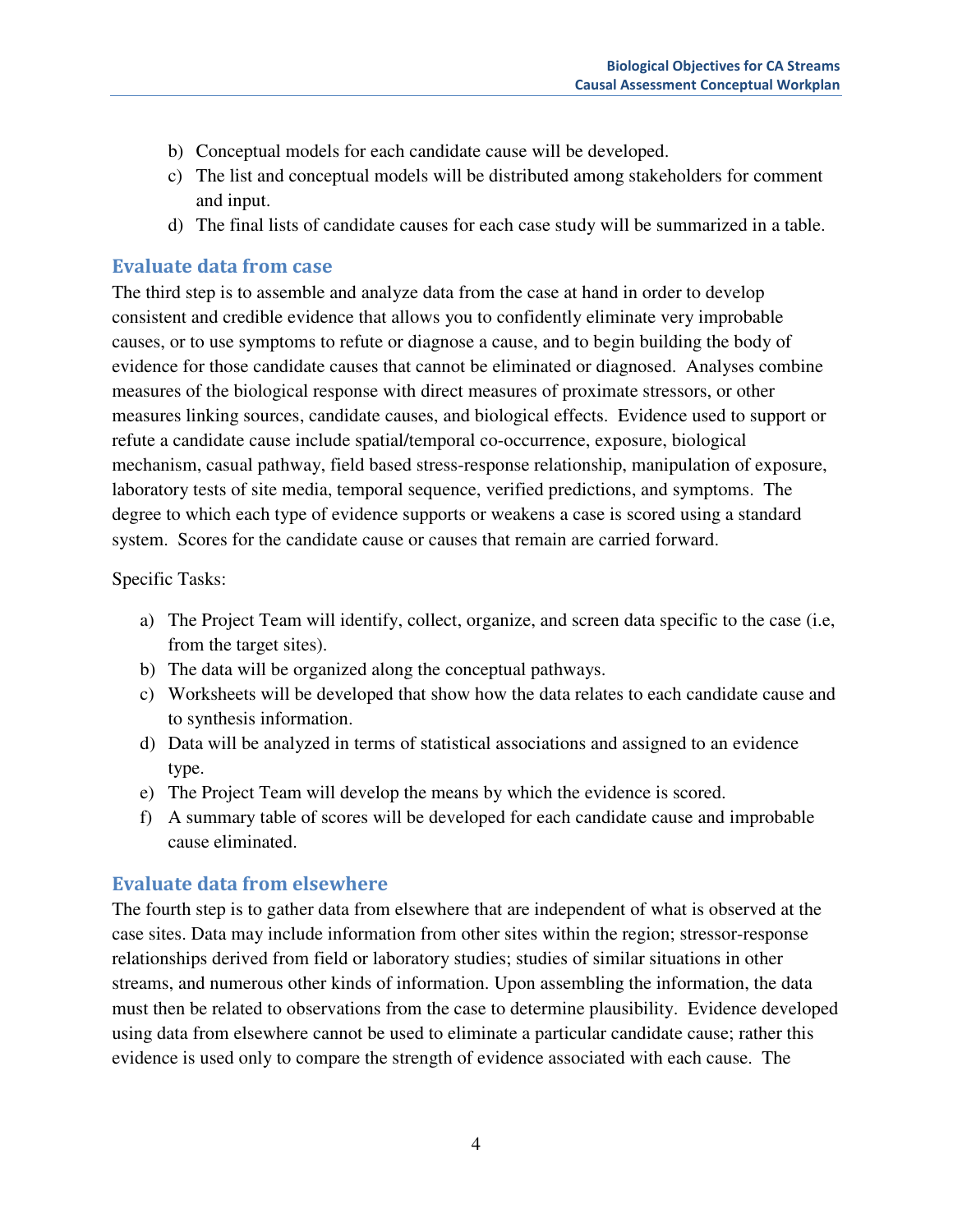b) Conceptual models for each candidate cause will be developed.
c) The list and conceptual models will be distributed among stakeholders for comment and input.
d) The final lists of candidate causes for each case study will be summarized in a table.

## Evaluate data from case

The third step is to assemble and analyze data from the case at hand in order to develop consistent and credible evidence that allows you to confidently eliminate very improbable causes, or to use symptoms to refute or diagnose a cause, and to begin building the body of evidence for those candidate causes that cannot be eliminated or diagnosed. Analyses combine measures of the biological response with direct measures of proximate stressors, or other measures linking sources, candidate causes, and biological effects. Evidence used to support or refute a candidate cause include spatial/temporal co-occurrence, exposure, biological mechanism, casual pathway, field based stress-response relationship, manipulation of exposure, laboratory tests of site media, temporal sequence, verified predictions, and symptoms. The degree to which each type of evidence supports or weakens a case is scored using a standard system. Scores for the candidate cause or causes that remain are carried forward.

Specific Tasks:

a) The Project Team will identify, collect, organize, and screen data specific to the case (i.e, from the target sites).
b) The data will be organized along the conceptual pathways.
c) Worksheets will be developed that show how the data relates to each candidate cause and to synthesis information.
d) Data will be analyzed in terms of statistical associations and assigned to an evidence type.
e) The Project Team will develop the means by which the evidence is scored.
f) A summary table of scores will be developed for each candidate cause and improbable cause eliminated.

## Evaluate data from elsewhere

The fourth step is to gather data from elsewhere that are independent of what is observed at the case sites. Data may include information from other sites within the region; stressor-response relationships derived from field or laboratory studies; studies of similar situations in other streams, and numerous other kinds of information. Upon assembling the information, the data must then be related to observations from the case to determine plausibility. Evidence developed using data from elsewhere cannot be used to eliminate a particular candidate cause; rather this evidence is used only to compare the strength of evidence associated with each cause. The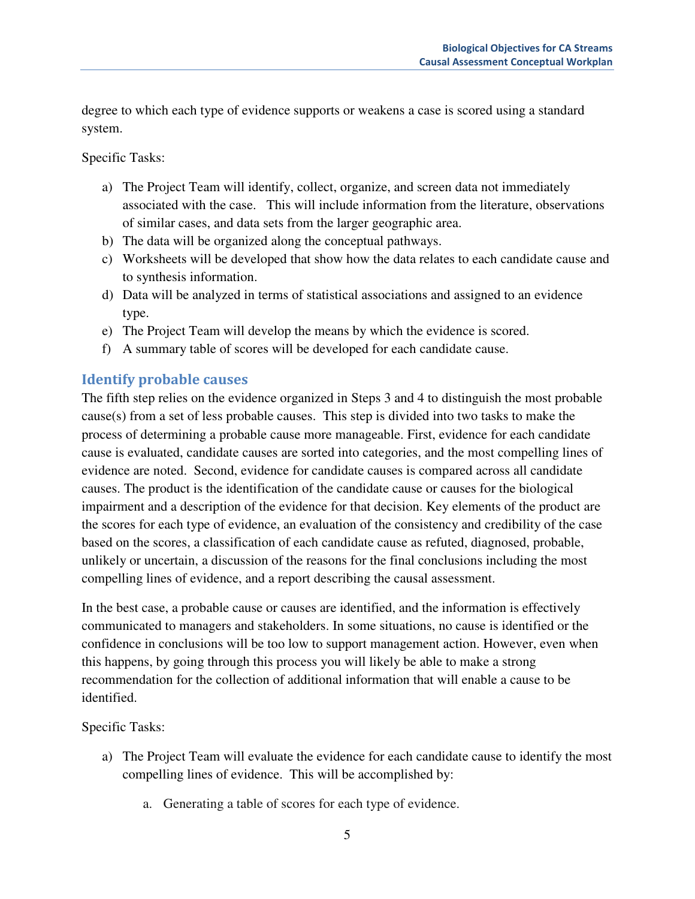degree to which each type of evidence supports or weakens a case is scored using a standard system.

Specific Tasks:

a) The Project Team will identify, collect, organize, and screen data not immediately associated with the case. This will include information from the literature, observations of similar cases, and data sets from the larger geographic area.
b) The data will be organized along the conceptual pathways.
c) Worksheets will be developed that show how the data relates to each candidate cause and to synthesis information.
d) Data will be analyzed in terms of statistical associations and assigned to an evidence type.
e) The Project Team will develop the means by which the evidence is scored.
f) A summary table of scores will be developed for each candidate cause.

## Identify probable causes

The fifth step relies on the evidence organized in Steps 3 and 4 to distinguish the most probable cause(s) from a set of less probable causes. This step is divided into two tasks to make the process of determining a probable cause more manageable. First, evidence for each candidate cause is evaluated, candidate causes are sorted into categories, and the most compelling lines of evidence are noted. Second, evidence for candidate causes is compared across all candidate causes. The product is the identification of the candidate cause or causes for the biological impairment and a description of the evidence for that decision. Key elements of the product are the scores for each type of evidence, an evaluation of the consistency and credibility of the case based on the scores, a classification of each candidate cause as refuted, diagnosed, probable, unlikely or uncertain, a discussion of the reasons for the final conclusions including the most compelling lines of evidence, and a report describing the causal assessment.

In the best case, a probable cause or causes are identified, and the information is effectively communicated to managers and stakeholders. In some situations, no cause is identified or the confidence in conclusions will be too low to support management action. However, even when this happens, by going through this process you will likely be able to make a strong recommendation for the collection of additional information that will enable a cause to be identified.

Specific Tasks:

a) The Project Team will evaluate the evidence for each candidate cause to identify the most compelling lines of evidence. This will be accomplished by:

    a. Generating a table of scores for each type of evidence.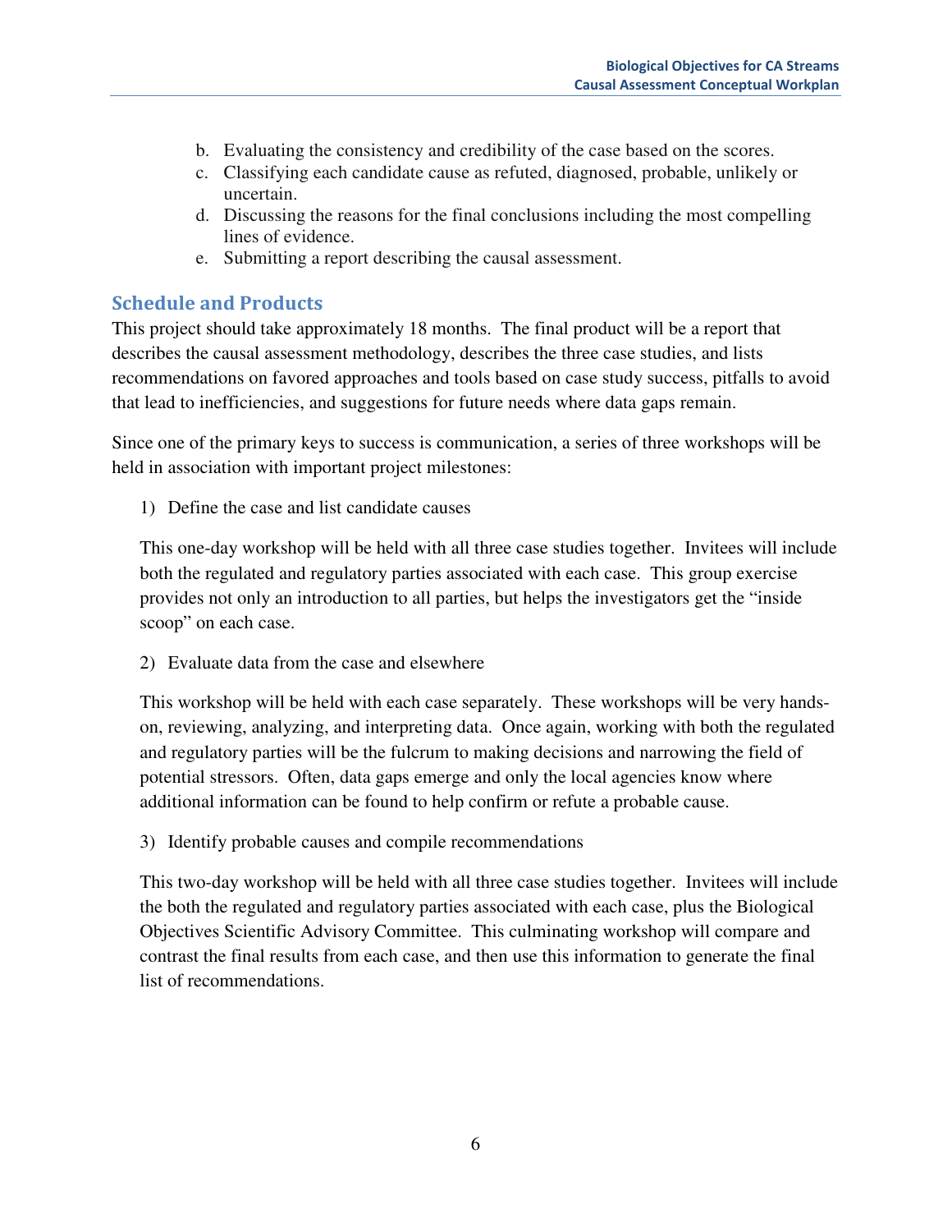b. Evaluating the consistency and credibility of the case based on the scores.
c. Classifying each candidate cause as refuted, diagnosed, probable, unlikely or uncertain.
d. Discussing the reasons for the final conclusions including the most compelling lines of evidence.
e. Submitting a report describing the causal assessment.

## Schedule and Products

This project should take approximately 18 months. The final product will be a report that describes the causal assessment methodology, describes the three case studies, and lists recommendations on favored approaches and tools based on case study success, pitfalls to avoid that lead to inefficiencies, and suggestions for future needs where data gaps remain.

Since one of the primary keys to success is communication, a series of three workshops will be held in association with important project milestones:

1) Define the case and list candidate causes

This one-day workshop will be held with all three case studies together. Invitees will include both the regulated and regulatory parties associated with each case. This group exercise provides not only an introduction to all parties, but helps the investigators get the "inside scoop" on each case.

2) Evaluate data from the case and elsewhere

This workshop will be held with each case separately. These workshops will be very hands-on, reviewing, analyzing, and interpreting data. Once again, working with both the regulated and regulatory parties will be the fulcrum to making decisions and narrowing the field of potential stressors. Often, data gaps emerge and only the local agencies know where additional information can be found to help confirm or refute a probable cause.

3) Identify probable causes and compile recommendations

This two-day workshop will be held with all three case studies together. Invitees will include the both the regulated and regulatory parties associated with each case, plus the Biological Objectives Scientific Advisory Committee. This culminating workshop will compare and contrast the final results from each case, and then use this information to generate the final list of recommendations.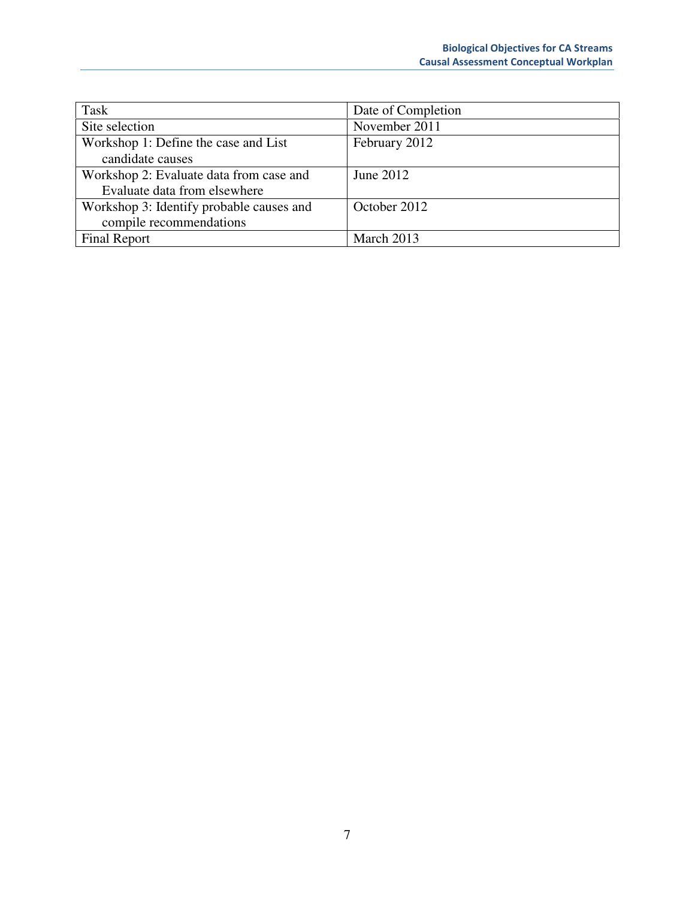| Task | Date of Completion |
|---|---|
| Site selection | November 2011 |
| Workshop 1: Define the case and List candidate causes | February 2012 |
| Workshop 2: Evaluate data from case and Evaluate data from elsewhere | June 2012 |
| Workshop 3: Identify probable causes and compile recommendations | October 2012 |
| Final Report | March 2013 |